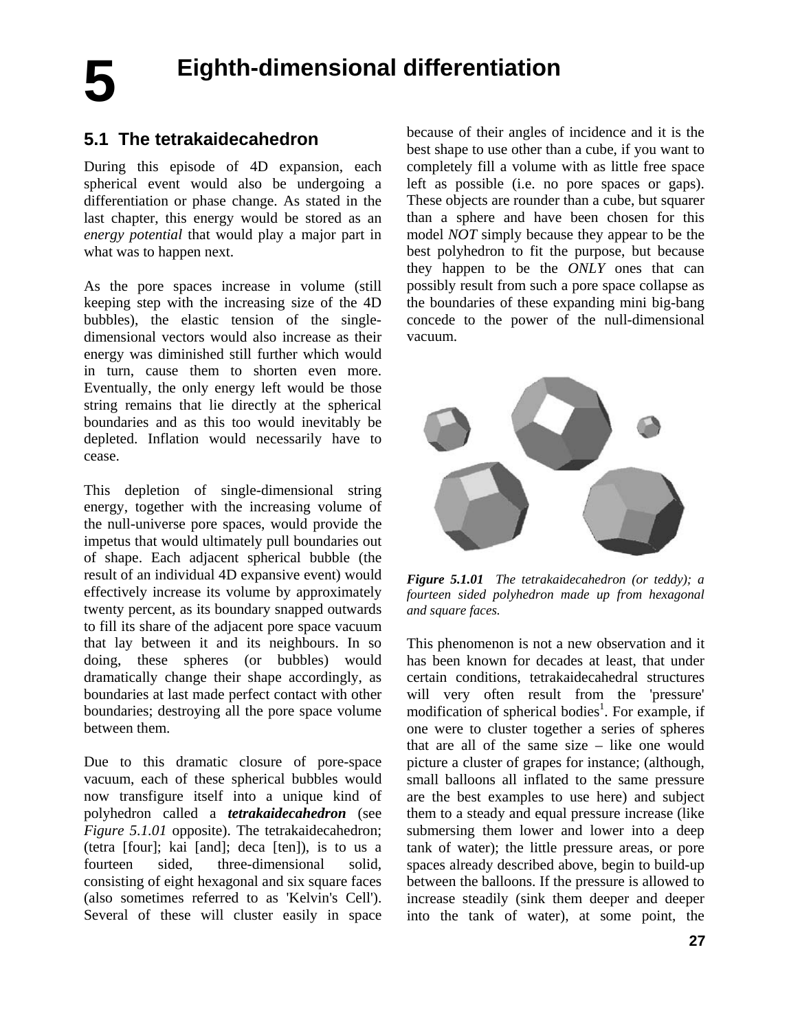# 5 Eighth-dimensional differentiation

## 5.1 The tetrakaidecahedron

During this episode of 4D expansion, each spherical event would also be undergoing a differentiation or phase change. As stated in the last chapter, this energy would be stored as an *energy potential* that would play a major part in what was to happen next.

As the pore spaces increase in volume (still keeping step with the increasing size of the 4D bubbles), the elastic tension of the single-dimensional vectors would also increase as their energy was diminished still further which would in turn, cause them to shorten even more. Eventually, the only energy left would be those string remains that lie directly at the spherical boundaries and as this too would inevitably be depleted. Inflation would necessarily have to cease.

This depletion of single-dimensional string energy, together with the increasing volume of the null-universe pore spaces, would provide the impetus that would ultimately pull boundaries out of shape. Each adjacent spherical bubble (the result of an individual 4D expansive event) would effectively increase its volume by approximately twenty percent, as its boundary snapped outwards to fill its share of the adjacent pore space vacuum that lay between it and its neighbours. In so doing, these spheres (or bubbles) would dramatically change their shape accordingly, as boundaries at last made perfect contact with other boundaries; destroying all the pore space volume between them.

Due to this dramatic closure of pore-space vacuum, each of these spherical bubbles would now transfigure itself into a unique kind of polyhedron called a ***tetrakaidecahedron*** (see *Figure 5.1.01* opposite). The tetrakaidecahedron; (tetra [four]; kai [and]; deca [ten]), is to us a fourteen sided, three-dimensional solid, consisting of eight hexagonal and six square faces (also sometimes referred to as 'Kelvin's Cell'). Several of these will cluster easily in space because of their angles of incidence and it is the best shape to use other than a cube, if you want to completely fill a volume with as little free space left as possible (i.e. no pore spaces or gaps). These objects are rounder than a cube, but squarer than a sphere and have been chosen for this model *NOT* simply because they appear to be the best polyhedron to fit the purpose, but because they happen to be the *ONLY* ones that can possibly result from such a pore space collapse as the boundaries of these expanding mini big-bang concede to the power of the null-dimensional vacuum.

***Figure 5.1.01*** *The tetrakaidecahedron (or teddy); a fourteen sided polyhedron made up from hexagonal and square faces.*

This phenomenon is not a new observation and it has been known for decades at least, that under certain conditions, tetrakaidecahedral structures will very often result from the 'pressure' modification of spherical bodies[1]. For example, if one were to cluster together a series of spheres that are all of the same size – like one would picture a cluster of grapes for instance; (although, small balloons all inflated to the same pressure are the best examples to use here) and subject them to a steady and equal pressure increase (like submersing them lower and lower into a deep tank of water); the little pressure areas, or pore spaces already described above, begin to build-up between the balloons. If the pressure is allowed to increase steadily (sink them deeper and deeper into the tank of water), at some point, the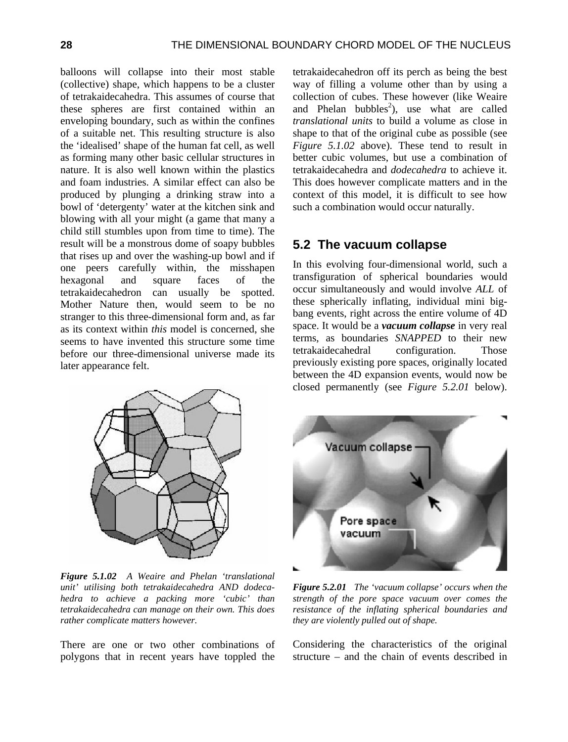balloons will collapse into their most stable (collective) shape, which happens to be a cluster of tetrakaidecahedra. This assumes of course that these spheres are first contained within an enveloping boundary, such as within the confines of a suitable net. This resulting structure is also the 'idealised' shape of the human fat cell, as well as forming many other basic cellular structures in nature. It is also well known within the plastics and foam industries. A similar effect can also be produced by plunging a drinking straw into a bowl of 'detergenty' water at the kitchen sink and blowing with all your might (a game that many a child still stumbles upon from time to time). The result will be a monstrous dome of soapy bubbles that rises up and over the washing-up bowl and if one peers carefully within, the misshapen hexagonal and square faces of the tetrakaidecahedron can usually be spotted. Mother Nature then, would seem to be no stranger to this three-dimensional form and, as far as its context within *this* model is concerned, she seems to have invented this structure some time before our three-dimensional universe made its later appearance felt.

*Figure 5.1.02 A Weaire and Phelan 'translational unit' utilising both tetrakaidecahedra AND dodecahedra to achieve a packing more 'cubic' than tetrakaidecahedra can manage on their own. This does rather complicate matters however.*

There are one or two other combinations of polygons that in recent years have toppled the tetrakaidecahedron off its perch as being the best way of filling a volume other than by using a collection of cubes. These however (like Weaire and Phelan bubbles[2]), use what are called *translational units* to build a volume as close in shape to that of the original cube as possible (see *Figure 5.1.02* above). These tend to result in better cubic volumes, but use a combination of tetrakaidecahedra and *dodecahedra* to achieve it. This does however complicate matters and in the context of this model, it is difficult to see how such a combination would occur naturally.

## 5.2 The vacuum collapse

In this evolving four-dimensional world, such a transfiguration of spherical boundaries would occur simultaneously and would involve *ALL* of these spherically inflating, individual mini big-bang events, right across the entire volume of 4D space. It would be a ***vacuum collapse*** in very real terms, as boundaries *SNAPPED* to their new tetrakaidecahedral configuration. Those previously existing pore spaces, originally located between the 4D expansion events, would now be closed permanently (see *Figure 5.2.01* below).

*Figure 5.2.01 The 'vacuum collapse' occurs when the strength of the pore space vacuum over comes the resistance of the inflating spherical boundaries and they are violently pulled out of shape.*

Considering the characteristics of the original structure – and the chain of events described in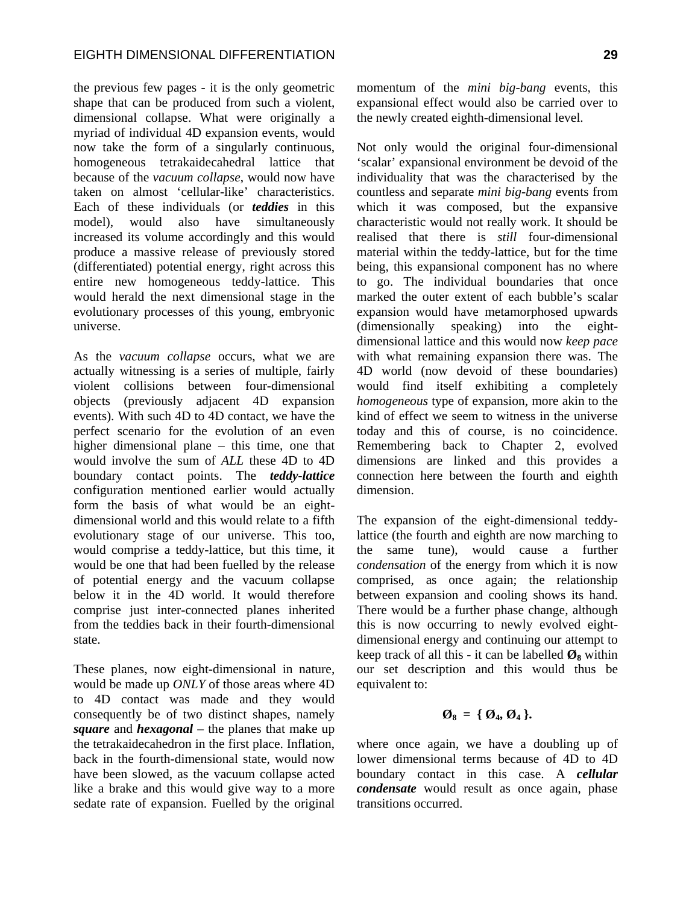the previous few pages - it is the only geometric shape that can be produced from such a violent, dimensional collapse. What were originally a myriad of individual 4D expansion events, would now take the form of a singularly continuous, homogeneous tetrakaidecahedral lattice that because of the *vacuum collapse*, would now have taken on almost 'cellular-like' characteristics. Each of these individuals (or ***teddies*** in this model), would also have simultaneously increased its volume accordingly and this would produce a massive release of previously stored (differentiated) potential energy, right across this entire new homogeneous teddy-lattice. This would herald the next dimensional stage in the evolutionary processes of this young, embryonic universe.

As the *vacuum collapse* occurs, what we are actually witnessing is a series of multiple, fairly violent collisions between four-dimensional objects (previously adjacent 4D expansion events). With such 4D to 4D contact, we have the perfect scenario for the evolution of an even higher dimensional plane – this time, one that would involve the sum of *ALL* these 4D to 4D boundary contact points. The ***teddy-lattice*** configuration mentioned earlier would actually form the basis of what would be an eight-dimensional world and this would relate to a fifth evolutionary stage of our universe. This too, would comprise a teddy-lattice, but this time, it would be one that had been fuelled by the release of potential energy and the vacuum collapse below it in the 4D world. It would therefore comprise just inter-connected planes inherited from the teddies back in their fourth-dimensional state.

These planes, now eight-dimensional in nature, would be made up *ONLY* of those areas where 4D to 4D contact was made and they would consequently be of two distinct shapes, namely ***square*** and ***hexagonal*** – the planes that make up the tetrakaidecahedron in the first place. Inflation, back in the fourth-dimensional state, would now have been slowed, as the vacuum collapse acted like a brake and this would give way to a more sedate rate of expansion. Fuelled by the original momentum of the *mini big-bang* events, this expansional effect would also be carried over to the newly created eighth-dimensional level.

Not only would the original four-dimensional 'scalar' expansional environment be devoid of the individuality that was the characterised by the countless and separate *mini big-bang* events from which it was composed, but the expansive characteristic would not really work. It should be realised that there is *still* four-dimensional material within the teddy-lattice, but for the time being, this expansional component has no where to go. The individual boundaries that once marked the outer extent of each bubble's scalar expansion would have metamorphosed upwards (dimensionally speaking) into the eight-dimensional lattice and this would now *keep pace* with what remaining expansion there was. The 4D world (now devoid of these boundaries) would find itself exhibiting a completely *homogeneous* type of expansion, more akin to the kind of effect we seem to witness in the universe today and this of course, is no coincidence. Remembering back to Chapter 2, evolved dimensions are linked and this provides a connection here between the fourth and eighth dimension.

The expansion of the eight-dimensional teddy-lattice (the fourth and eighth are now marching to the same tune), would cause a further *condensation* of the energy from which it is now comprised, as once again; the relationship between expansion and cooling shows its hand. There would be a further phase change, although this is now occurring to newly evolved eight-dimensional energy and continuing our attempt to keep track of all this - it can be labelled $\mathbf{Ø_8}$ within our set description and this would thus be equivalent to:

$$\mathbf{Ø_8 = \{ Ø_4, Ø_4 \}.}$$

where once again, we have a doubling up of lower dimensional terms because of 4D to 4D boundary contact in this case. A ***cellular condensate*** would result as once again, phase transitions occurred.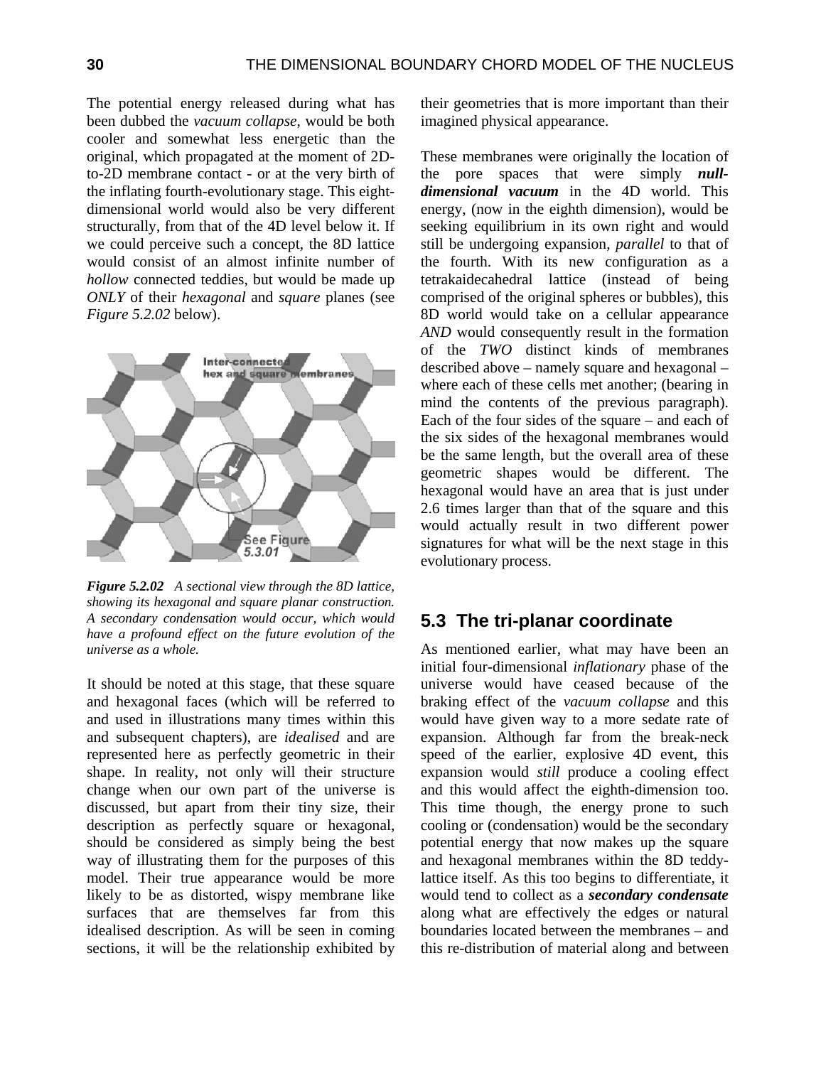The potential energy released during what has been dubbed the *vacuum collapse*, would be both cooler and somewhat less energetic than the original, which propagated at the moment of 2D-to-2D membrane contact - or at the very birth of the inflating fourth-evolutionary stage. This eight-dimensional world would also be very different structurally, from that of the 4D level below it. If we could perceive such a concept, the 8D lattice would consist of an almost infinite number of *hollow* connected teddies, but would be made up *ONLY* of their *hexagonal* and *square* planes (see *Figure 5.2.02* below).

***Figure 5.2.02*** *A sectional view through the 8D lattice, showing its hexagonal and square planar construction. A secondary condensation would occur, which would have a profound effect on the future evolution of the universe as a whole.*

It should be noted at this stage, that these square and hexagonal faces (which will be referred to and used in illustrations many times within this and subsequent chapters), are *idealised* and are represented here as perfectly geometric in their shape. In reality, not only will their structure change when our own part of the universe is discussed, but apart from their tiny size, their description as perfectly square or hexagonal, should be considered as simply being the best way of illustrating them for the purposes of this model. Their true appearance would be more likely to be as distorted, wispy membrane like surfaces that are themselves far from this idealised description. As will be seen in coming sections, it will be the relationship exhibited by their geometries that is more important than their imagined physical appearance.

These membranes were originally the location of the pore spaces that were simply ***null-dimensional vacuum*** in the 4D world. This energy, (now in the eighth dimension), would be seeking equilibrium in its own right and would still be undergoing expansion, *parallel* to that of the fourth. With its new configuration as a tetrakaidecahedral lattice (instead of being comprised of the original spheres or bubbles), this 8D world would take on a cellular appearance *AND* would consequently result in the formation of the *TWO* distinct kinds of membranes described above – namely square and hexagonal – where each of these cells met another; (bearing in mind the contents of the previous paragraph). Each of the four sides of the square – and each of the six sides of the hexagonal membranes would be the same length, but the overall area of these geometric shapes would be different. The hexagonal would have an area that is just under 2.6 times larger than that of the square and this would actually result in two different power signatures for what will be the next stage in this evolutionary process.

## 5.3 The tri-planar coordinate

As mentioned earlier, what may have been an initial four-dimensional *inflationary* phase of the universe would have ceased because of the braking effect of the *vacuum collapse* and this would have given way to a more sedate rate of expansion. Although far from the break-neck speed of the earlier, explosive 4D event, this expansion would *still* produce a cooling effect and this would affect the eighth-dimension too. This time though, the energy prone to such cooling or (condensation) would be the secondary potential energy that now makes up the square and hexagonal membranes within the 8D teddy-lattice itself. As this too begins to differentiate, it would tend to collect as a ***secondary condensate*** along what are effectively the edges or natural boundaries located between the membranes – and this re-distribution of material along and between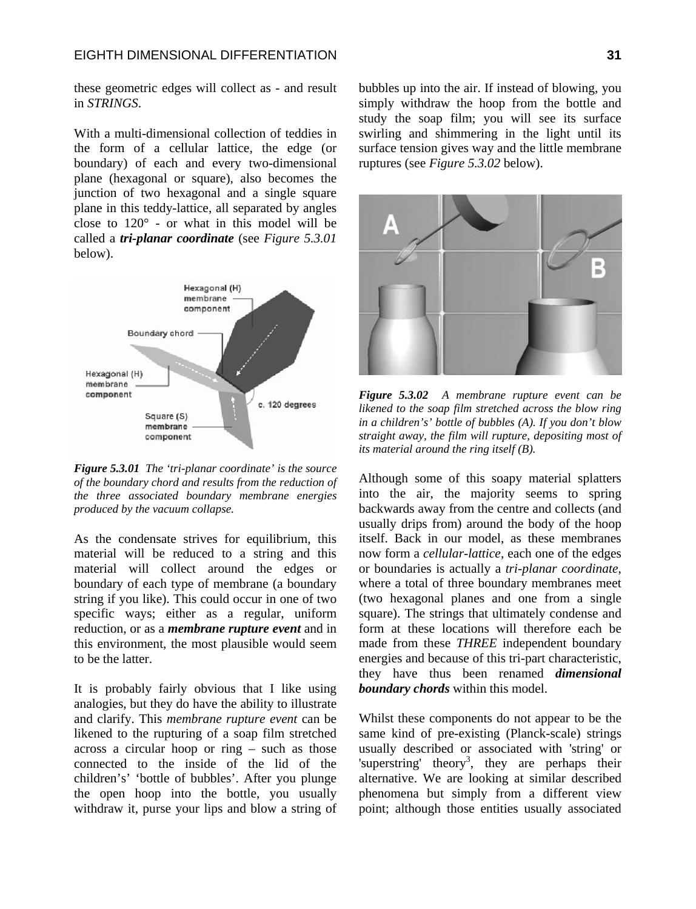these geometric edges will collect as - and result in *STRINGS*.

With a multi-dimensional collection of teddies in the form of a cellular lattice, the edge (or boundary) of each and every two-dimensional plane (hexagonal or square), also becomes the junction of two hexagonal and a single square plane in this teddy-lattice, all separated by angles close to 120° - or what in this model will be called a ***tri-planar coordinate*** (see *Figure 5.3.01* below).

***Figure 5.3.01*** *The 'tri-planar coordinate' is the source of the boundary chord and results from the reduction of the three associated boundary membrane energies produced by the vacuum collapse.*

As the condensate strives for equilibrium, this material will be reduced to a string and this material will collect around the edges or boundary of each type of membrane (a boundary string if you like). This could occur in one of two specific ways; either as a regular, uniform reduction, or as a ***membrane rupture event*** and in this environment, the most plausible would seem to be the latter.

It is probably fairly obvious that I like using analogies, but they do have the ability to illustrate and clarify. This *membrane rupture event* can be likened to the rupturing of a soap film stretched across a circular hoop or ring – such as those connected to the inside of the lid of the children's' 'bottle of bubbles'. After you plunge the open hoop into the bottle, you usually withdraw it, purse your lips and blow a string of bubbles up into the air. If instead of blowing, you simply withdraw the hoop from the bottle and study the soap film; you will see its surface swirling and shimmering in the light until its surface tension gives way and the little membrane ruptures (see *Figure 5.3.02* below).

***Figure 5.3.02*** *A membrane rupture event can be likened to the soap film stretched across the blow ring in a children's' bottle of bubbles (A). If you don't blow straight away, the film will rupture, depositing most of its material around the ring itself (B).*

Although some of this soapy material splatters into the air, the majority seems to spring backwards away from the centre and collects (and usually drips from) around the body of the hoop itself. Back in our model, as these membranes now form a *cellular-lattice*, each one of the edges or boundaries is actually a *tri-planar coordinate*, where a total of three boundary membranes meet (two hexagonal planes and one from a single square). The strings that ultimately condense and form at these locations will therefore each be made from these *THREE* independent boundary energies and because of this tri-part characteristic, they have thus been renamed ***dimensional boundary chords*** within this model.

Whilst these components do not appear to be the same kind of pre-existing (Planck-scale) strings usually described or associated with 'string' or 'superstring' theory[3], they are perhaps their alternative. We are looking at similar described phenomena but simply from a different view point; although those entities usually associated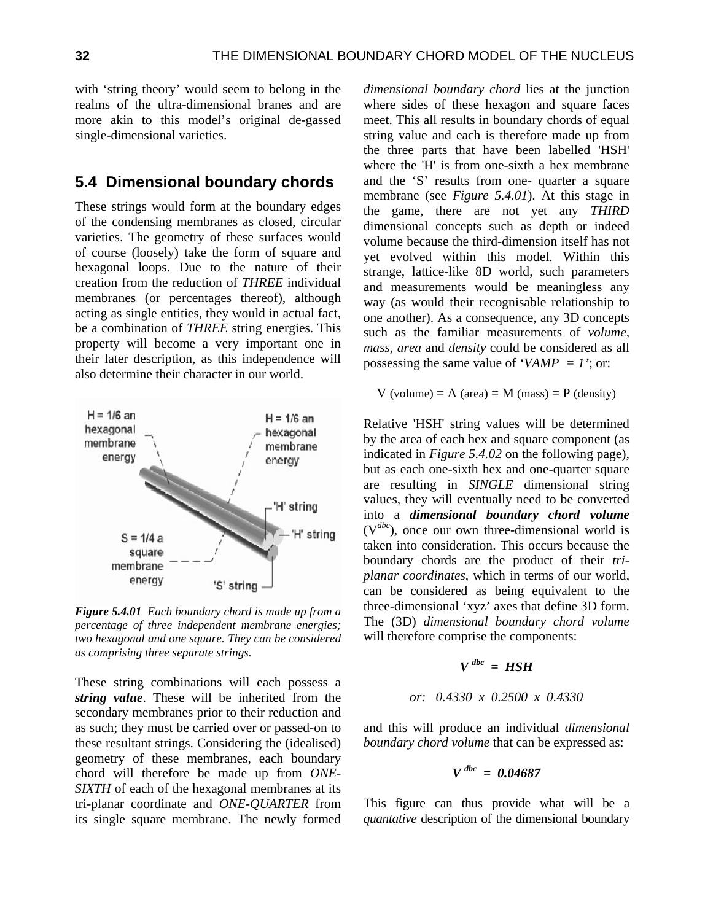with 'string theory' would seem to belong in the realms of the ultra-dimensional branes and are more akin to this model's original de-gassed single-dimensional varieties.

## 5.4 Dimensional boundary chords

These strings would form at the boundary edges of the condensing membranes as closed, circular varieties. The geometry of these surfaces would of course (loosely) take the form of square and hexagonal loops. Due to the nature of their creation from the reduction of *THREE* individual membranes (or percentages thereof), although acting as single entities, they would in actual fact, be a combination of *THREE* string energies. This property will become a very important one in their later description, as this independence will also determine their character in our world.

*Figure 5.4.01 Each boundary chord is made up from a percentage of three independent membrane energies; two hexagonal and one square. They can be considered as comprising three separate strings.*

These string combinations will each possess a ***string value***. These will be inherited from the secondary membranes prior to their reduction and as such; they must be carried over or passed-on to these resultant strings. Considering the (idealised) geometry of these membranes, each boundary chord will therefore be made up from *ONE-SIXTH* of each of the hexagonal membranes at its tri-planar coordinate and *ONE-QUARTER* from its single square membrane. The newly formed *dimensional boundary chord* lies at the junction where sides of these hexagon and square faces meet. This all results in boundary chords of equal string value and each is therefore made up from the three parts that have been labelled 'HSH' where the 'H' is from one-sixth a hex membrane and the 'S' results from one- quarter a square membrane (see *Figure 5.4.01*). At this stage in the game, there are not yet any *THIRD* dimensional concepts such as depth or indeed volume because the third-dimension itself has not yet evolved within this model. Within this strange, lattice-like 8D world, such parameters and measurements would be meaningless any way (as would their recognisable relationship to one another). As a consequence, any 3D concepts such as the familiar measurements of *volume*, *mass*, *area* and *density* could be considered as all possessing the same value of *'VAMP = 1'*; or:

$$\text{V (volume)} = \text{A (area)} = \text{M (mass)} = \text{P (density)}$$

Relative 'HSH' string values will be determined by the area of each hex and square component (as indicated in *Figure 5.4.02* on the following page), but as each one-sixth hex and one-quarter square are resulting in *SINGLE* dimensional string values, they will eventually need to be converted into a ***dimensional boundary chord volume*** ($V^{dbc}$), once our own three-dimensional world is taken into consideration. This occurs because the boundary chords are the product of their *tri-planar coordinates*, which in terms of our world, can be considered as being equivalent to the three-dimensional 'xyz' axes that define 3D form. The (3D) *dimensional boundary chord volume* will therefore comprise the components:

$$V^{dbc} = HSH$$

$$\text{or:} \quad 0.4330 \times 0.2500 \times 0.4330$$

and this will produce an individual *dimensional boundary chord volume* that can be expressed as:

$$V^{dbc} = 0.04687$$

This figure can thus provide what will be a *quantative* description of the dimensional boundary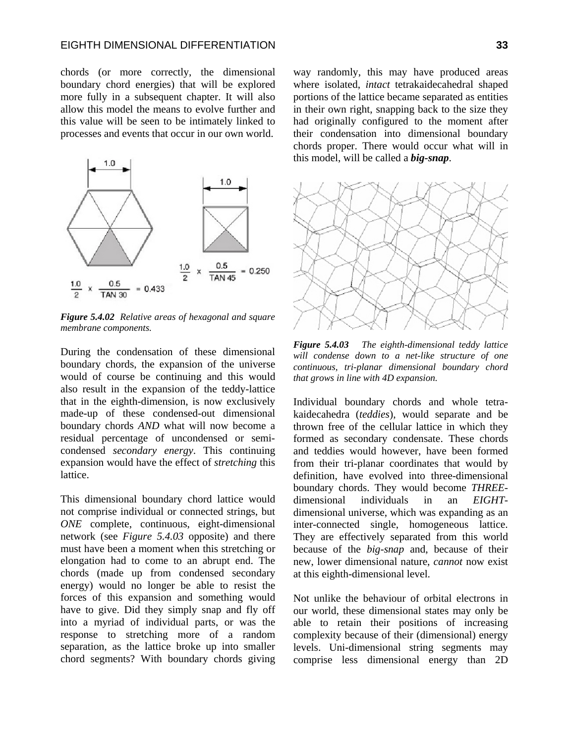chords (or more correctly, the dimensional boundary chord energies) that will be explored more fully in a subsequent chapter. It will also allow this model the means to evolve further and this value will be seen to be intimately linked to processes and events that occur in our own world.

$$\frac{1.0}{2} \times \frac{0.5}{\text{TAN } 30} = 0.433$$

$$\frac{1.0}{2} \times \frac{0.5}{\text{TAN } 45} = 0.250$$

***Figure 5.4.02*** *Relative areas of hexagonal and square membrane components.*

During the condensation of these dimensional boundary chords, the expansion of the universe would of course be continuing and this would also result in the expansion of the teddy-lattice that in the eighth-dimension, is now exclusively made-up of these condensed-out dimensional boundary chords *AND* what will now become a residual percentage of uncondensed or semi-condensed *secondary energy*. This continuing expansion would have the effect of *stretching* this lattice.

This dimensional boundary chord lattice would not comprise individual or connected strings, but *ONE* complete, continuous, eight-dimensional network (see *Figure 5.4.03* opposite) and there must have been a moment when this stretching or elongation had to come to an abrupt end. The chords (made up from condensed secondary energy) would no longer be able to resist the forces of this expansion and something would have to give. Did they simply snap and fly off into a myriad of individual parts, or was the response to stretching more of a random separation, as the lattice broke up into smaller chord segments? With boundary chords giving way randomly, this may have produced areas where isolated, *intact* tetrakaidecahedral shaped portions of the lattice became separated as entities in their own right, snapping back to the size they had originally configured to the moment after their condensation into dimensional boundary chords proper. There would occur what will in this model, will be called a ***big-snap***.

***Figure 5.4.03*** *The eighth-dimensional teddy lattice will condense down to a net-like structure of one continuous, tri-planar dimensional boundary chord that grows in line with 4D expansion.*

Individual boundary chords and whole tetra-kaidecahedra (*teddies*), would separate and be thrown free of the cellular lattice in which they formed as secondary condensate. These chords and teddies would however, have been formed from their tri-planar coordinates that would by definition, have evolved into three-dimensional boundary chords. They would become *THREE*-dimensional individuals in an *EIGHT*-dimensional universe, which was expanding as an inter-connected single, homogeneous lattice. They are effectively separated from this world because of the *big-snap* and, because of their new, lower dimensional nature, *cannot* now exist at this eighth-dimensional level.

Not unlike the behaviour of orbital electrons in our world, these dimensional states may only be able to retain their positions of increasing complexity because of their (dimensional) energy levels. Uni-dimensional string segments may comprise less dimensional energy than 2D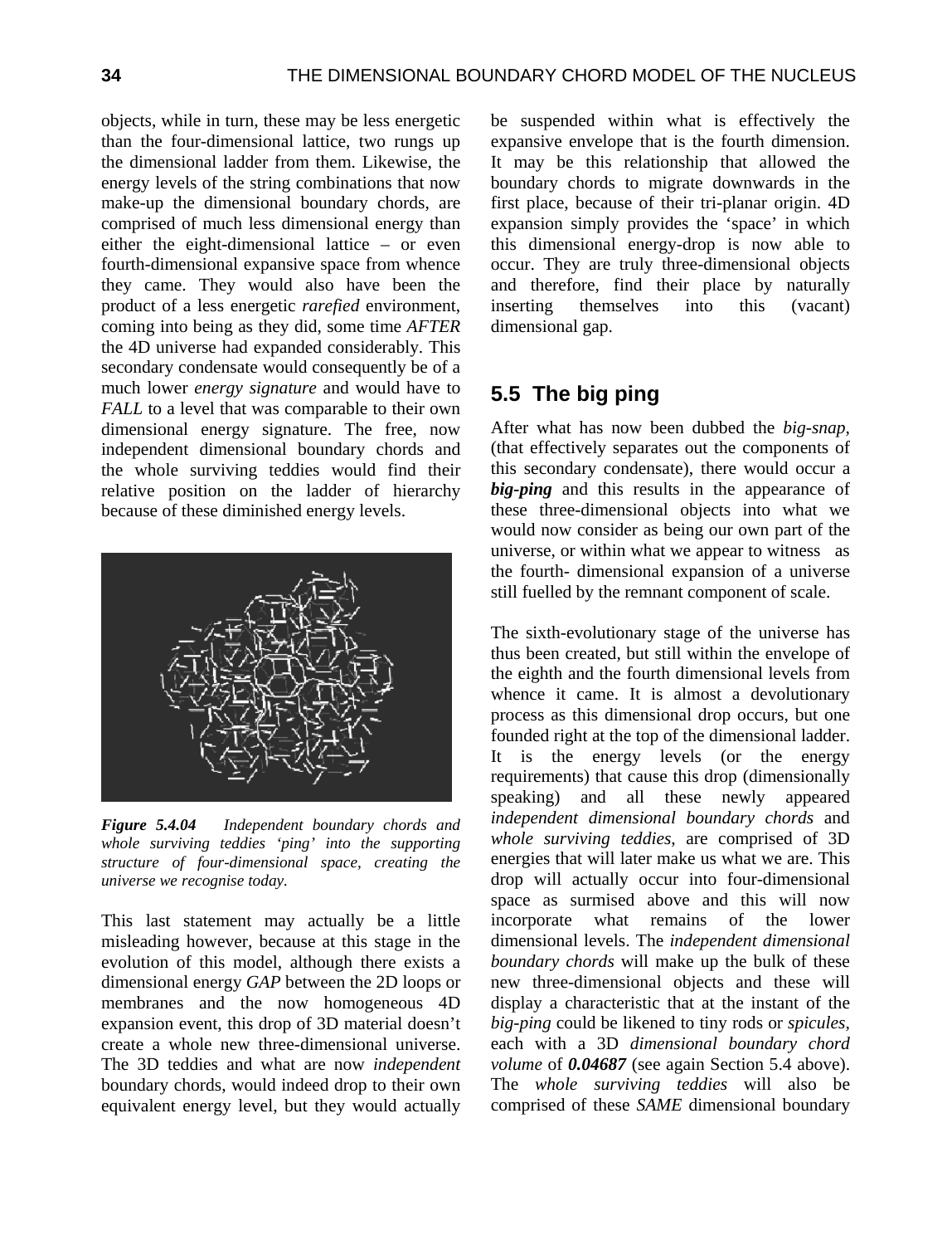objects, while in turn, these may be less energetic than the four-dimensional lattice, two rungs up the dimensional ladder from them. Likewise, the energy levels of the string combinations that now make-up the dimensional boundary chords, are comprised of much less dimensional energy than either the eight-dimensional lattice – or even fourth-dimensional expansive space from whence they came. They would also have been the product of a less energetic *rarefied* environment, coming into being as they did, some time *AFTER* the 4D universe had expanded considerably. This secondary condensate would consequently be of a much lower *energy signature* and would have to *FALL* to a level that was comparable to their own dimensional energy signature. The free, now independent dimensional boundary chords and the whole surviving teddies would find their relative position on the ladder of hierarchy because of these diminished energy levels.

***Figure 5.4.04*** *Independent boundary chords and whole surviving teddies 'ping' into the supporting structure of four-dimensional space, creating the universe we recognise today.*

This last statement may actually be a little misleading however, because at this stage in the evolution of this model, although there exists a dimensional energy *GAP* between the 2D loops or membranes and the now homogeneous 4D expansion event, this drop of 3D material doesn't create a whole new three-dimensional universe. The 3D teddies and what are now *independent* boundary chords, would indeed drop to their own equivalent energy level, but they would actually be suspended within what is effectively the expansive envelope that is the fourth dimension. It may be this relationship that allowed the boundary chords to migrate downwards in the first place, because of their tri-planar origin. 4D expansion simply provides the 'space' in which this dimensional energy-drop is now able to occur. They are truly three-dimensional objects and therefore, find their place by naturally inserting themselves into this (vacant) dimensional gap.

## 5.5 The big ping

After what has now been dubbed the *big-snap*, (that effectively separates out the components of this secondary condensate), there would occur a ***big-ping*** and this results in the appearance of these three-dimensional objects into what we would now consider as being our own part of the universe, or within what we appear to witness as the fourth- dimensional expansion of a universe still fuelled by the remnant component of scale.

The sixth-evolutionary stage of the universe has thus been created, but still within the envelope of the eighth and the fourth dimensional levels from whence it came. It is almost a devolutionary process as this dimensional drop occurs, but one founded right at the top of the dimensional ladder. It is the energy levels (or the energy requirements) that cause this drop (dimensionally speaking) and all these newly appeared *independent dimensional boundary chords* and *whole surviving teddies*, are comprised of 3D energies that will later make us what we are. This drop will actually occur into four-dimensional space as surmised above and this will now incorporate what remains of the lower dimensional levels. The *independent dimensional boundary chords* will make up the bulk of these new three-dimensional objects and these will display a characteristic that at the instant of the *big-ping* could be likened to tiny rods or *spicules*, each with a 3D *dimensional boundary chord volume* of ***0.04687*** (see again Section 5.4 above). The *whole surviving teddies* will also be comprised of these *SAME* dimensional boundary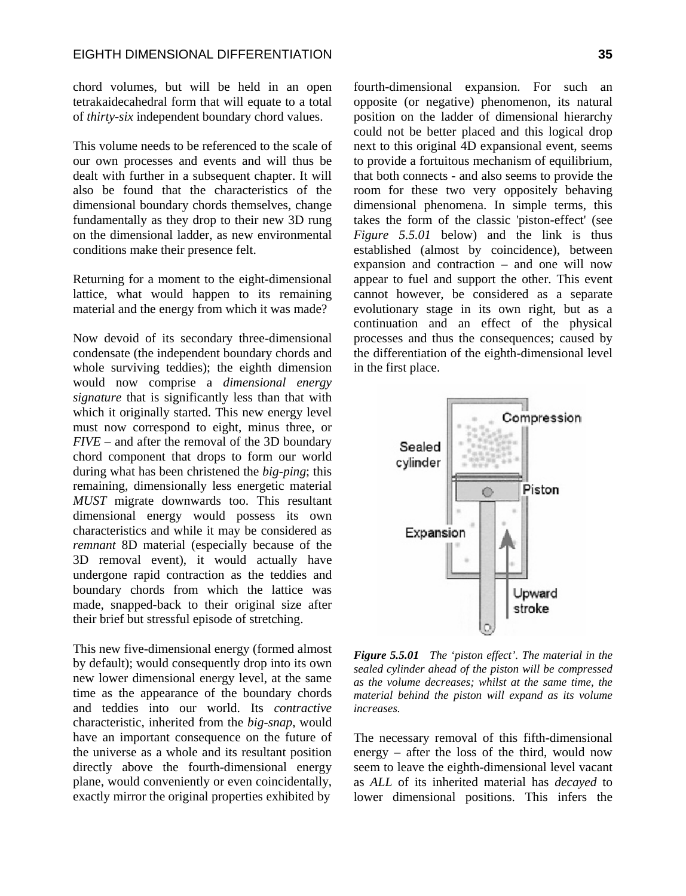chord volumes, but will be held in an open tetrakaidecahedral form that will equate to a total of *thirty-six* independent boundary chord values.

This volume needs to be referenced to the scale of our own processes and events and will thus be dealt with further in a subsequent chapter. It will also be found that the characteristics of the dimensional boundary chords themselves, change fundamentally as they drop to their new 3D rung on the dimensional ladder, as new environmental conditions make their presence felt.

Returning for a moment to the eight-dimensional lattice, what would happen to its remaining material and the energy from which it was made?

Now devoid of its secondary three-dimensional condensate (the independent boundary chords and whole surviving teddies); the eighth dimension would now comprise a *dimensional energy signature* that is significantly less than that with which it originally started. This new energy level must now correspond to eight, minus three, or *FIVE* – and after the removal of the 3D boundary chord component that drops to form our world during what has been christened the *big-ping*; this remaining, dimensionally less energetic material *MUST* migrate downwards too. This resultant dimensional energy would possess its own characteristics and while it may be considered as *remnant* 8D material (especially because of the 3D removal event), it would actually have undergone rapid contraction as the teddies and boundary chords from which the lattice was made, snapped-back to their original size after their brief but stressful episode of stretching.

This new five-dimensional energy (formed almost by default); would consequently drop into its own new lower dimensional energy level, at the same time as the appearance of the boundary chords and teddies into our world. Its *contractive* characteristic, inherited from the *big-snap*, would have an important consequence on the future of the universe as a whole and its resultant position directly above the fourth-dimensional energy plane, would conveniently or even coincidentally, exactly mirror the original properties exhibited by fourth-dimensional expansion. For such an opposite (or negative) phenomenon, its natural position on the ladder of dimensional hierarchy could not be better placed and this logical drop next to this original 4D expansional event, seems to provide a fortuitous mechanism of equilibrium, that both connects - and also seems to provide the room for these two very oppositely behaving dimensional phenomena. In simple terms, this takes the form of the classic 'piston-effect' (see *Figure 5.5.01* below) and the link is thus established (almost by coincidence), between expansion and contraction – and one will now appear to fuel and support the other. This event cannot however, be considered as a separate evolutionary stage in its own right, but as a continuation and an effect of the physical processes and thus the consequences; caused by the differentiation of the eighth-dimensional level in the first place.

***Figure 5.5.01*** *The 'piston effect'. The material in the sealed cylinder ahead of the piston will be compressed as the volume decreases; whilst at the same time, the material behind the piston will expand as its volume increases.*

The necessary removal of this fifth-dimensional energy – after the loss of the third, would now seem to leave the eighth-dimensional level vacant as *ALL* of its inherited material has *decayed* to lower dimensional positions. This infers the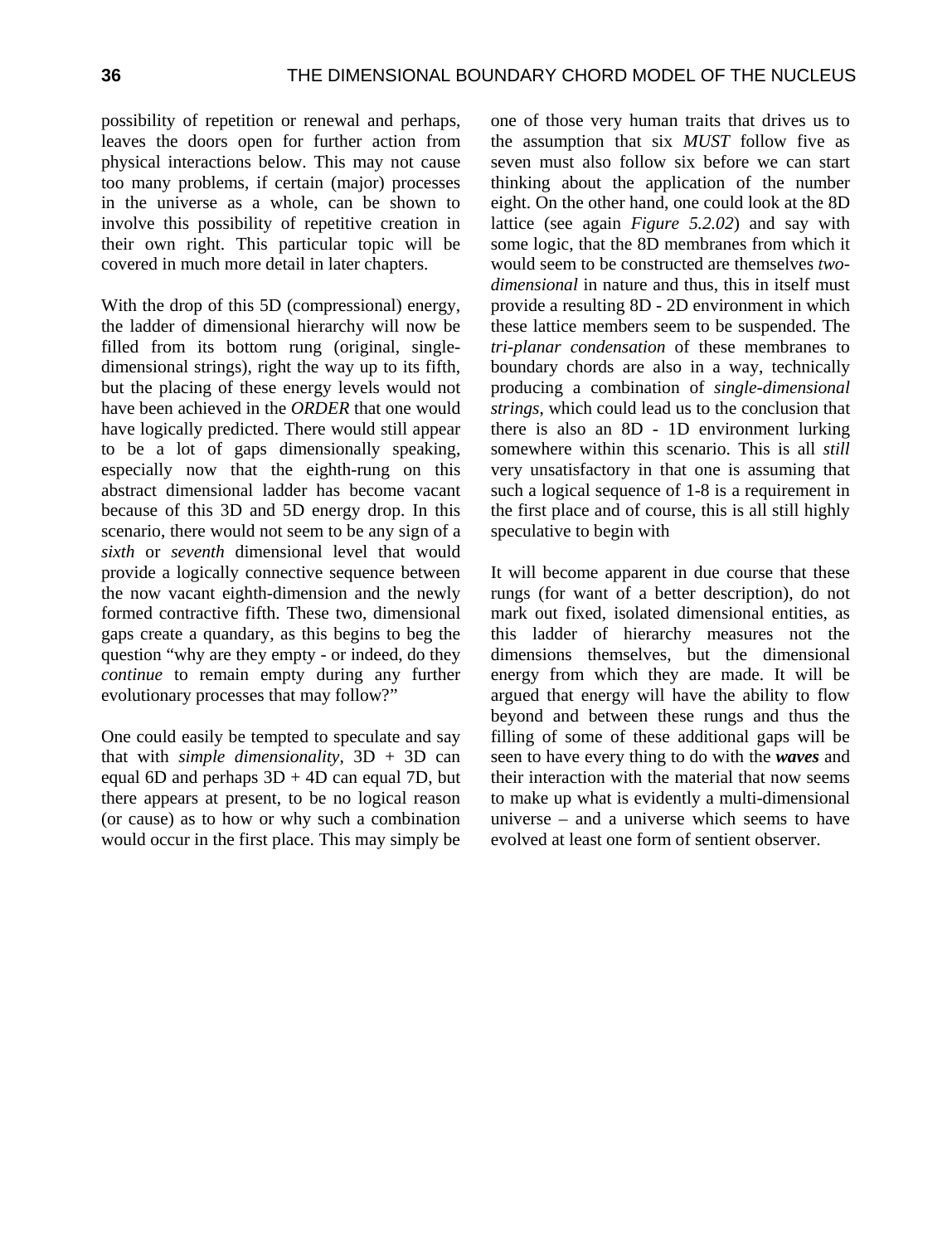possibility of repetition or renewal and perhaps, leaves the doors open for further action from physical interactions below. This may not cause too many problems, if certain (major) processes in the universe as a whole, can be shown to involve this possibility of repetitive creation in their own right. This particular topic will be covered in much more detail in later chapters.

With the drop of this 5D (compressional) energy, the ladder of dimensional hierarchy will now be filled from its bottom rung (original, single-dimensional strings), right the way up to its fifth, but the placing of these energy levels would not have been achieved in the *ORDER* that one would have logically predicted. There would still appear to be a lot of gaps dimensionally speaking, especially now that the eighth-rung on this abstract dimensional ladder has become vacant because of this 3D and 5D energy drop. In this scenario, there would not seem to be any sign of a *sixth* or *seventh* dimensional level that would provide a logically connective sequence between the now vacant eighth-dimension and the newly formed contractive fifth. These two, dimensional gaps create a quandary, as this begins to beg the question "why are they empty - or indeed, do they *continue* to remain empty during any further evolutionary processes that may follow?"

One could easily be tempted to speculate and say that with *simple dimensionality*, 3D + 3D can equal 6D and perhaps 3D + 4D can equal 7D, but there appears at present, to be no logical reason (or cause) as to how or why such a combination would occur in the first place. This may simply be one of those very human traits that drives us to the assumption that six *MUST* follow five as seven must also follow six before we can start thinking about the application of the number eight. On the other hand, one could look at the 8D lattice (see again *Figure 5.2.02*) and say with some logic, that the 8D membranes from which it would seem to be constructed are themselves *two-dimensional* in nature and thus, this in itself must provide a resulting 8D - 2D environment in which these lattice members seem to be suspended. The *tri-planar condensation* of these membranes to boundary chords are also in a way, technically producing a combination of *single-dimensional strings*, which could lead us to the conclusion that there is also an 8D - 1D environment lurking somewhere within this scenario. This is all *still* very unsatisfactory in that one is assuming that such a logical sequence of 1-8 is a requirement in the first place and of course, this is all still highly speculative to begin with

It will become apparent in due course that these rungs (for want of a better description), do not mark out fixed, isolated dimensional entities, as this ladder of hierarchy measures not the dimensions themselves, but the dimensional energy from which they are made. It will be argued that energy will have the ability to flow beyond and between these rungs and thus the filling of some of these additional gaps will be seen to have every thing to do with the ***waves*** and their interaction with the material that now seems to make up what is evidently a multi-dimensional universe – and a universe which seems to have evolved at least one form of sentient observer.